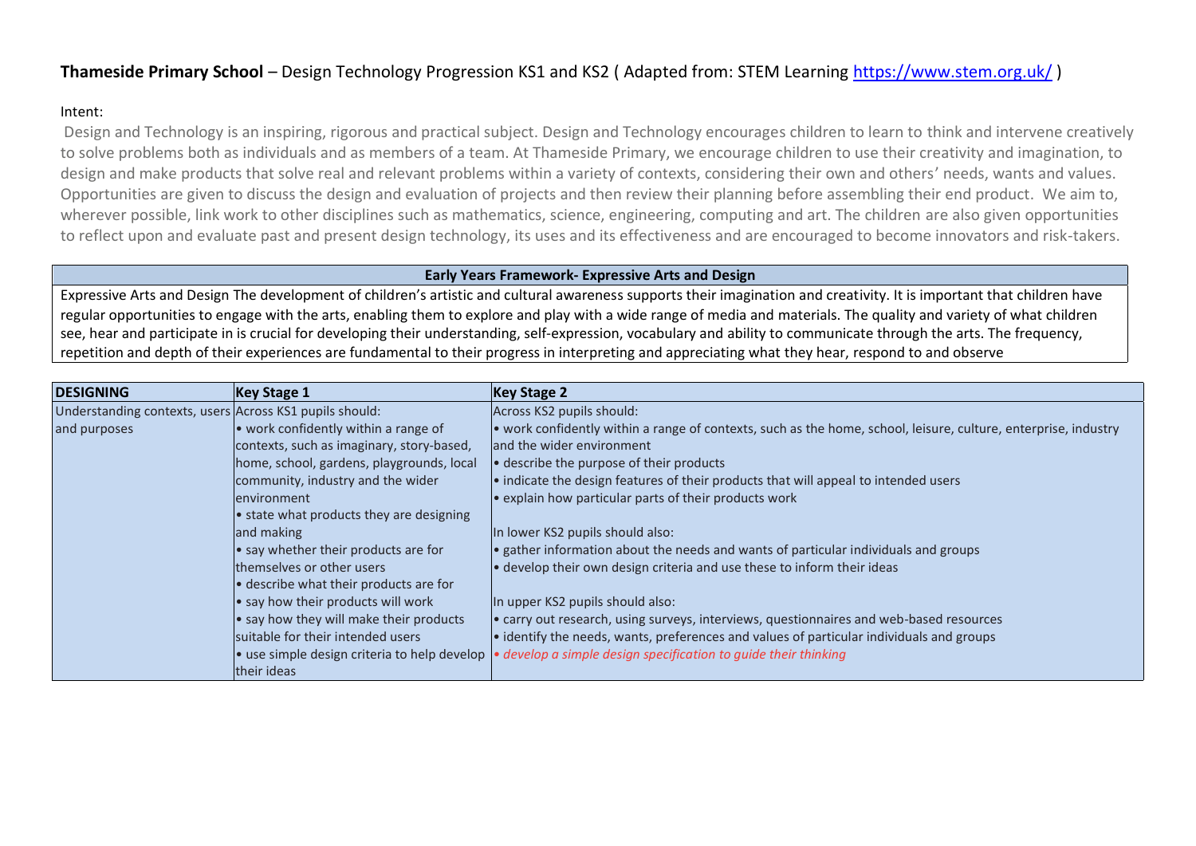**Thameside Primary School** – Design Technology Progression KS1 and KS2 ( Adapted from: STEM Learning https://www.stem.org.uk/ )

Intent:

Design and Technology is an inspiring, rigorous and practical subject. Design and Technology encourages children to learn to think and intervene creatively to solve problems both as individuals and as members of a team. At Thameside Primary, we encourage children to use their creativity and imagination, to design and make products that solve real and relevant problems within a variety of contexts, considering their own and others' needs, wants and values. Opportunities are given to discuss the design and evaluation of projects and then review their planning before assembling their end product. We aim to, wherever possible, link work to other disciplines such as mathematics, science, engineering, computing and art. The children are also given opportunities to reflect upon and evaluate past and present design technology, its uses and its effectiveness and are encouraged to become innovators and risk-takers.

| **Early Years Framework- Expressive Arts and Design** |
|---|
| Expressive Arts and Design The development of children's artistic and cultural awareness supports their imagination and creativity. It is important that children have regular opportunities to engage with the arts, enabling them to explore and play with a wide range of media and materials. The quality and variety of what children see, hear and participate in is crucial for developing their understanding, self-expression, vocabulary and ability to communicate through the arts. The frequency, repetition and depth of their experiences are fundamental to their progress in interpreting and appreciating what they hear, respond to and observe |

| **DESIGNING** | **Key Stage 1** | **Key Stage 2** |
|---|---|---|
| Understanding contexts, users and purposes | Across KS1 pupils should:<br>• work confidently within a range of contexts, such as imaginary, story-based, home, school, gardens, playgrounds, local community, industry and the wider environment<br>• state what products they are designing and making<br>• say whether their products are for themselves or other users<br>• describe what their products are for<br>• say how their products will work<br>• say how they will make their products suitable for their intended users<br>• use simple design criteria to help develop their ideas | Across KS2 pupils should:<br>• work confidently within a range of contexts, such as the home, school, leisure, culture, enterprise, industry and the wider environment<br>• describe the purpose of their products<br>• indicate the design features of their products that will appeal to intended users<br>• explain how particular parts of their products work<br><br>In lower KS2 pupils should also:<br>• gather information about the needs and wants of particular individuals and groups<br>• develop their own design criteria and use these to inform their ideas<br><br>In upper KS2 pupils should also:<br>• carry out research, using surveys, interviews, questionnaires and web-based resources<br>• identify the needs, wants, preferences and values of particular individuals and groups<br>*• develop a simple design specification to guide their thinking* |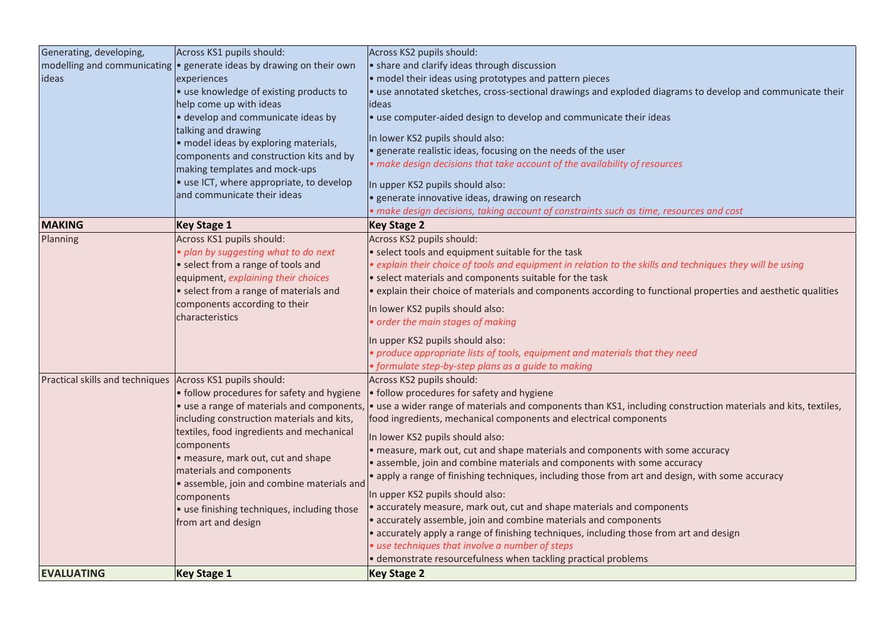| Generating, developing, modelling and communicating ideas | Across KS1 pupils should:<br>• generate ideas by drawing on their own experiences<br>• use knowledge of existing products to help come up with ideas<br>• develop and communicate ideas by talking and drawing<br>• model ideas by exploring materials, components and construction kits and by making templates and mock-ups<br>• use ICT, where appropriate, to develop and communicate their ideas | Across KS2 pupils should:<br>• share and clarify ideas through discussion<br>• model their ideas using prototypes and pattern pieces<br>• use annotated sketches, cross-sectional drawings and exploded diagrams to develop and communicate their ideas<br>• use computer-aided design to develop and communicate their ideas<br><br>In lower KS2 pupils should also:<br>• generate realistic ideas, focusing on the needs of the user<br>*• make design decisions that take account of the availability of resources*<br><br>In upper KS2 pupils should also:<br>• generate innovative ideas, drawing on research<br>*• make design decisions, taking account of constraints such as time, resources and cost* |
|---|---|---|
| **MAKING** | **Key Stage 1** | **Key Stage 2** |
| Planning | Across KS1 pupils should:<br>*• plan by suggesting what to do next*<br>• select from a range of tools and equipment, *explaining their choices*<br>• select from a range of materials and components according to their characteristics | Across KS2 pupils should:<br>• select tools and equipment suitable for the task<br>*• explain their choice of tools and equipment in relation to the skills and techniques they will be using*<br>• select materials and components suitable for the task<br>• explain their choice of materials and components according to functional properties and aesthetic qualities<br><br>In lower KS2 pupils should also:<br>*• order the main stages of making*<br><br>In upper KS2 pupils should also:<br>*• produce appropriate lists of tools, equipment and materials that they need*<br>*• formulate step-by-step plans as a guide to making* |
| Practical skills and techniques | Across KS1 pupils should:<br>• follow procedures for safety and hygiene<br>• use a range of materials and components, including construction materials and kits, textiles, food ingredients and mechanical components<br>• measure, mark out, cut and shape materials and components<br>• assemble, join and combine materials and components<br>• use finishing techniques, including those from art and design | Across KS2 pupils should:<br>• follow procedures for safety and hygiene<br>• use a wider range of materials and components than KS1, including construction materials and kits, textiles, food ingredients, mechanical components and electrical components<br><br>In lower KS2 pupils should also:<br>• measure, mark out, cut and shape materials and components with some accuracy<br>• assemble, join and combine materials and components with some accuracy<br>• apply a range of finishing techniques, including those from art and design, with some accuracy<br><br>In upper KS2 pupils should also:<br>• accurately measure, mark out, cut and shape materials and components<br>• accurately assemble, join and combine materials and components<br>• accurately apply a range of finishing techniques, including those from art and design<br>*• use techniques that involve a number of steps*<br>• demonstrate resourcefulness when tackling practical problems |
| **EVALUATING** | **Key Stage 1** | **Key Stage 2** |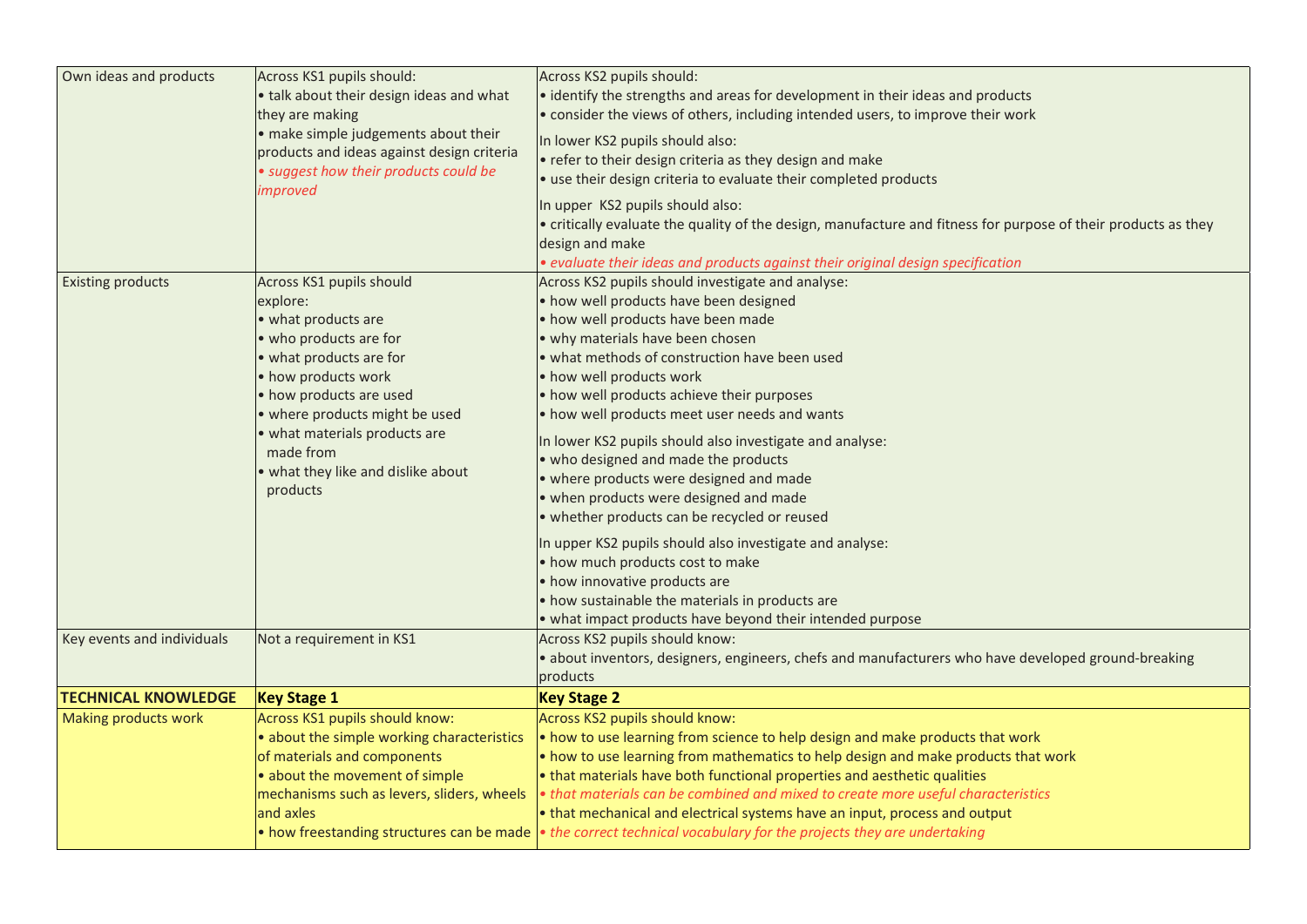| Own ideas and products | Across KS1 pupils should:<br>• talk about their design ideas and what they are making<br>• make simple judgements about their products and ideas against design criteria<br>*• suggest how their products could be improved* | Across KS2 pupils should:<br>• identify the strengths and areas for development in their ideas and products<br>• consider the views of others, including intended users, to improve their work<br>In lower KS2 pupils should also:<br>• refer to their design criteria as they design and make<br>• use their design criteria to evaluate their completed products<br>In upper KS2 pupils should also:<br>• critically evaluate the quality of the design, manufacture and fitness for purpose of their products as they design and make<br>*• evaluate their ideas and products against their original design specification* |
|---|---|---|
| Existing products | Across KS1 pupils should explore:<br>• what products are<br>• who products are for<br>• what products are for<br>• how products work<br>• how products are used<br>• where products might be used<br>• what materials products are made from<br>• what they like and dislike about products | Across KS2 pupils should investigate and analyse:<br>• how well products have been designed<br>• how well products have been made<br>• why materials have been chosen<br>• what methods of construction have been used<br>• how well products work<br>• how well products achieve their purposes<br>• how well products meet user needs and wants<br>In lower KS2 pupils should also investigate and analyse:<br>• who designed and made the products<br>• where products were designed and made<br>• when products were designed and made<br>• whether products can be recycled or reused<br>In upper KS2 pupils should also investigate and analyse:<br>• how much products cost to make<br>• how innovative products are<br>• how sustainable the materials in products are<br>• what impact products have beyond their intended purpose |
| Key events and individuals | Not a requirement in KS1 | Across KS2 pupils should know:<br>• about inventors, designers, engineers, chefs and manufacturers who have developed ground-breaking products |
| **TECHNICAL KNOWLEDGE** | **Key Stage 1** | **Key Stage 2** |
| Making products work | Across KS1 pupils should know:<br>• about the simple working characteristics of materials and components<br>• about the movement of simple mechanisms such as levers, sliders, wheels and axles<br>• how freestanding structures can be made | Across KS2 pupils should know:<br>• how to use learning from science to help design and make products that work<br>• how to use learning from mathematics to help design and make products that work<br>• that materials have both functional properties and aesthetic qualities<br>*• that materials can be combined and mixed to create more useful characteristics*<br>• that mechanical and electrical systems have an input, process and output<br>*• the correct technical vocabulary for the projects they are undertaking* |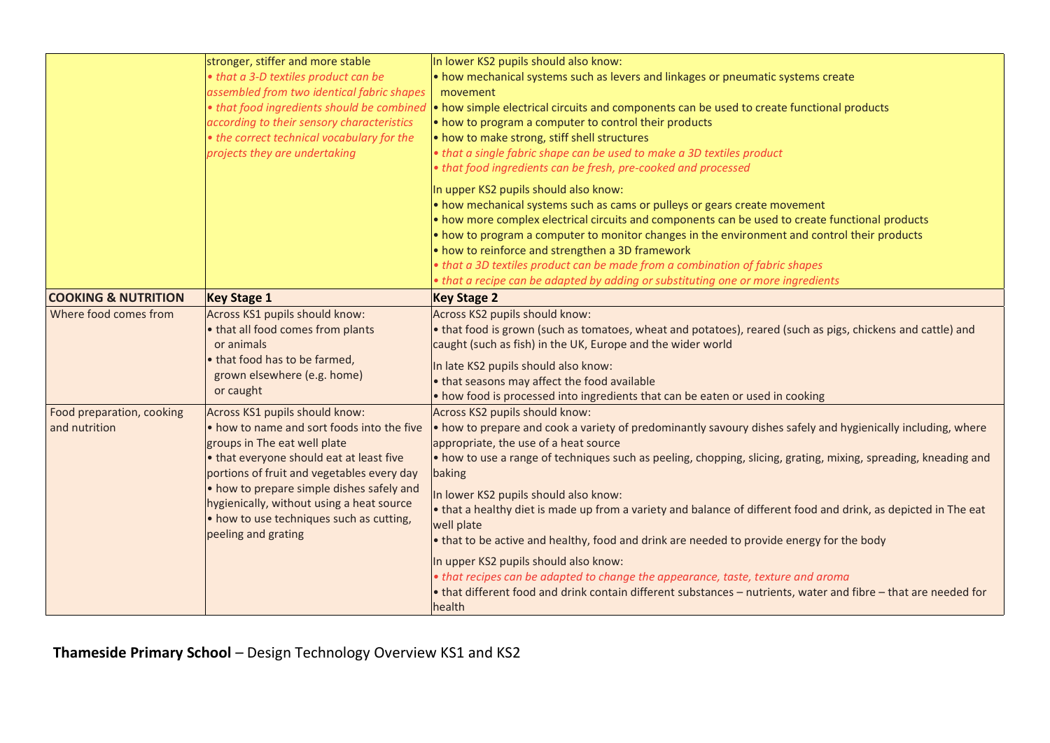| | | |
|---|---|---|
| | stronger, stiffer and more stable<br>*• that a 3-D textiles product can be assembled from two identical fabric shapes*<br>*• that food ingredients should be combined according to their sensory characteristics*<br>*• the correct technical vocabulary for the projects they are undertaking* | In lower KS2 pupils should also know:<br>• how mechanical systems such as levers and linkages or pneumatic systems create movement<br>• how simple electrical circuits and components can be used to create functional products<br>• how to program a computer to control their products<br>• how to make strong, stiff shell structures<br>*• that a single fabric shape can be used to make a 3D textiles product*<br>*• that food ingredients can be fresh, pre-cooked and processed*<br><br>In upper KS2 pupils should also know:<br>• how mechanical systems such as cams or pulleys or gears create movement<br>• how more complex electrical circuits and components can be used to create functional products<br>• how to program a computer to monitor changes in the environment and control their products<br>• how to reinforce and strengthen a 3D framework<br>*• that a 3D textiles product can be made from a combination of fabric shapes*<br>*• that a recipe can be adapted by adding or substituting one or more ingredients* |
| **COOKING & NUTRITION** | **Key Stage 1** | **Key Stage 2** |
| Where food comes from | Across KS1 pupils should know:<br>• that all food comes from plants or animals<br>• that food has to be farmed, grown elsewhere (e.g. home) or caught | Across KS2 pupils should know:<br>• that food is grown (such as tomatoes, wheat and potatoes), reared (such as pigs, chickens and cattle) and caught (such as fish) in the UK, Europe and the wider world<br><br>In late KS2 pupils should also know:<br>• that seasons may affect the food available<br>• how food is processed into ingredients that can be eaten or used in cooking |
| Food preparation, cooking and nutrition | Across KS1 pupils should know:<br>• how to name and sort foods into the five groups in The eat well plate<br>• that everyone should eat at least five portions of fruit and vegetables every day<br>• how to prepare simple dishes safely and hygienically, without using a heat source<br>• how to use techniques such as cutting, peeling and grating | Across KS2 pupils should know:<br>• how to prepare and cook a variety of predominantly savoury dishes safely and hygienically including, where appropriate, the use of a heat source<br>• how to use a range of techniques such as peeling, chopping, slicing, grating, mixing, spreading, kneading and baking<br><br>In lower KS2 pupils should also know:<br>• that a healthy diet is made up from a variety and balance of different food and drink, as depicted in The eat well plate<br>• that to be active and healthy, food and drink are needed to provide energy for the body<br><br>In upper KS2 pupils should also know:<br>*• that recipes can be adapted to change the appearance, taste, texture and aroma*<br>• that different food and drink contain different substances – nutrients, water and fibre – that are needed for health |

**Thameside Primary School** – Design Technology Overview KS1 and KS2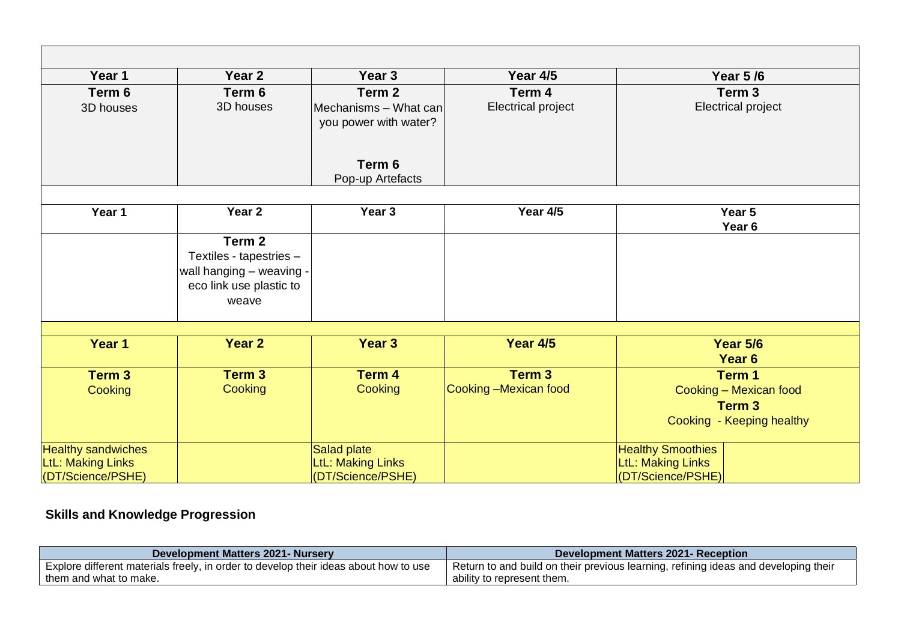| | | | | |
|---|---|---|---|---|
| **Year 1** | **Year 2** | **Year 3** | **Year 4/5** | **Year 5 /6** |
| **Term 6**<br>3D houses | **Term 6**<br>3D houses | **Term 2**<br>Mechanisms – What can you power with water?<br><br>**Term 6**<br>Pop-up Artefacts | **Term 4**<br>Electrical project | **Term 3**<br>Electrical project |

| **Year 1** | **Year 2** | **Year 3** | **Year 4/5** | **Year 5**<br>**Year 6** |
|---|---|---|---|---|
| | **Term 2**<br>Textiles - tapestries – wall hanging – weaving - eco link use plastic to weave | | | |

| **Year 1** | **Year 2** | **Year 3** | **Year 4/5** | **Year 5/6**<br>**Year 6** |
|---|---|---|---|---|
| **Term 3**<br>Cooking | **Term 3**<br>Cooking | **Term 4**<br>Cooking | **Term 3**<br>Cooking –Mexican food | **Term 1**<br>Cooking – Mexican food<br>**Term 3**<br>Cooking - Keeping healthy |
| Healthy sandwiches<br>LtL: Making Links<br>(DT/Science/PSHE) | | Salad plate<br>LtL: Making Links<br>(DT/Science/PSHE) | | Healthy Smoothies<br>LtL: Making Links<br>(DT/Science/PSHE) |

## Skills and Knowledge Progression

| Development Matters 2021- Nursery | Development Matters 2021- Reception |
|---|---|
| Explore different materials freely, in order to develop their ideas about how to use them and what to make. | Return to and build on their previous learning, refining ideas and developing their ability to represent them. |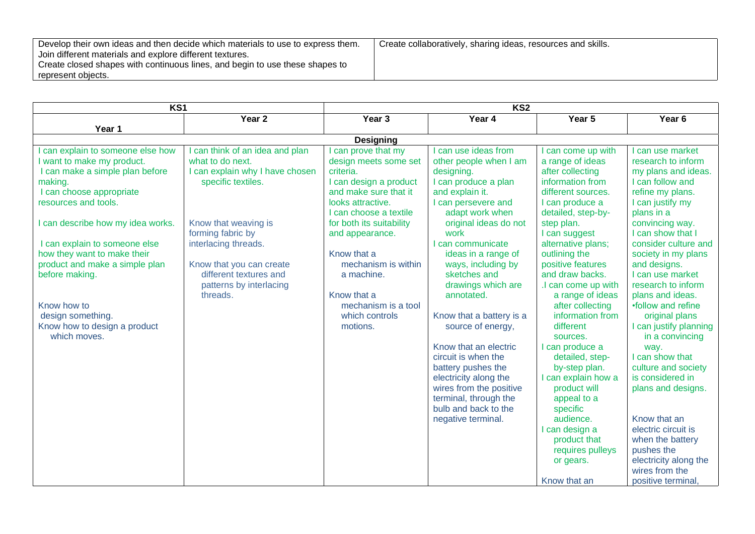| | |
|---|---|
| Develop their own ideas and then decide which materials to use to express them.<br>Join different materials and explore different textures.<br>Create closed shapes with continuous lines, and begin to use these shapes to represent objects. | Create collaboratively, sharing ideas, resources and skills. |

| KS1 | | KS2 | | | |
|---|---|---|---|---|---|
| Year 1 | Year 2 | Year 3 | Year 4 | Year 5 | Year 6 |
| **Designing** | | | | | |
| I can explain to someone else how I want to make my product.<br>I can make a simple plan before making.<br>I can choose appropriate resources and tools.<br><br>I can describe how my idea works.<br><br>I can explain to someone else how they want to make their product and make a simple plan before making.<br><br>Know how to design something.<br>Know how to design a product which moves. | I can think of an idea and plan what to do next.<br>I can explain why I have chosen specific textiles.<br><br>Know that weaving is forming fabric by interlacing threads.<br><br>Know that you can create different textures and patterns by interlacing threads. | I can prove that my design meets some set criteria.<br>I can design a product and make sure that it looks attractive.<br>I can choose a textile for both its suitability and appearance.<br><br>Know that a mechanism is within a machine.<br><br>Know that a mechanism is a tool which controls motions. | I can use ideas from other people when I am designing.<br>I can produce a plan and explain it.<br>I can persevere and adapt work when original ideas do not work<br>I can communicate ideas in a range of ways, including by sketches and drawings which are annotated.<br><br>Know that a battery is a source of energy,<br><br>Know that an electric circuit is when the battery pushes the electricity along the wires from the positive terminal, through the bulb and back to the negative terminal. | I can come up with a range of ideas after collecting information from different sources.<br>I can produce a detailed, step-by-step plan.<br>I can suggest alternative plans; outlining the positive features and draw backs.<br>.I can come up with a range of ideas after collecting information from different sources.<br>I can produce a detailed, step-by-step plan.<br>I can explain how a product will appeal to a specific audience.<br>I can design a product that requires pulleys or gears.<br><br>Know that an | I can use market research to inform my plans and ideas.<br>I can follow and refine my plans.<br>I can justify my plans in a convincing way.<br>I can show that I consider culture and society in my plans and designs.<br>I can use market research to inform plans and ideas.<br>•follow and refine original plans<br>I can justify planning in a convincing way.<br>I can show that culture and society is considered in plans and designs.<br><br>Know that an electric circuit is when the battery pushes the electricity along the wires from the positive terminal, |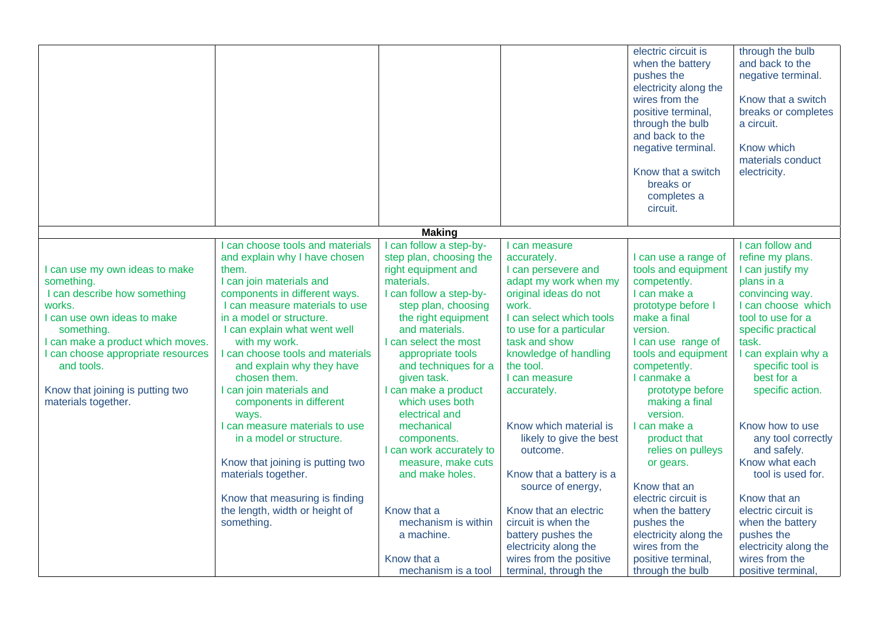|  |  |  |  | electric circuit is when the battery pushes the electricity along the wires from the positive terminal, through the bulb and back to the negative terminal.<br><br>Know that a switch breaks or completes a circuit. | through the bulb and back to the negative terminal.<br><br>Know that a switch breaks or completes a circuit.<br><br>Know which materials conduct electricity. |
|---|---|---|---|---|---|
| **Making** |  |  |  |  |  |
| I can use my own ideas to make something.<br>I can describe how something works.<br>I can use own ideas to make something.<br>I can make a product which moves.<br>I can choose appropriate resources and tools.<br><br>Know that joining is putting two materials together. | I can choose tools and materials and explain why I have chosen them.<br>I can join materials and components in different ways.<br>I can measure materials to use in a model or structure.<br>I can explain what went well with my work.<br>I can choose tools and materials and explain why they have chosen them.<br>I can join materials and components in different ways.<br>I can measure materials to use in a model or structure.<br><br>Know that joining is putting two materials together.<br><br>Know that measuring is finding the length, width or height of something. | I can follow a step-by-step plan, choosing the right equipment and materials.<br>I can follow a step-by-step plan, choosing the right equipment and materials.<br>I can select the most appropriate tools and techniques for a given task.<br>I can make a product which uses both electrical and mechanical components.<br>I can work accurately to measure, make cuts and make holes.<br><br>Know that a mechanism is within a machine.<br><br>Know that a mechanism is a tool | I can measure accurately.<br>I can persevere and adapt my work when my original ideas do not work.<br>I can select which tools to use for a particular task and show knowledge of handling the tool.<br>I can measure accurately.<br><br>Know which material is likely to give the best outcome.<br><br>Know that a battery is a source of energy,<br><br>Know that an electric circuit is when the battery pushes the electricity along the wires from the positive terminal, through the | I can use a range of tools and equipment competently.<br>I can make a prototype before I make a final version.<br>I can use range of tools and equipment competently.<br>I canmake a prototype before making a final version.<br>I can make a product that relies on pulleys or gears.<br><br>Know that an electric circuit is when the battery pushes the electricity along the wires from the positive terminal, through the bulb | I can follow and refine my plans.<br>I can justify my plans in a convincing way.<br>I can choose which tool to use for a specific practical task.<br>I can explain why a specific tool is best for a specific action.<br><br>Know how to use any tool correctly and safely.<br>Know what each tool is used for.<br><br>Know that an electric circuit is when the battery pushes the electricity along the wires from the positive terminal, |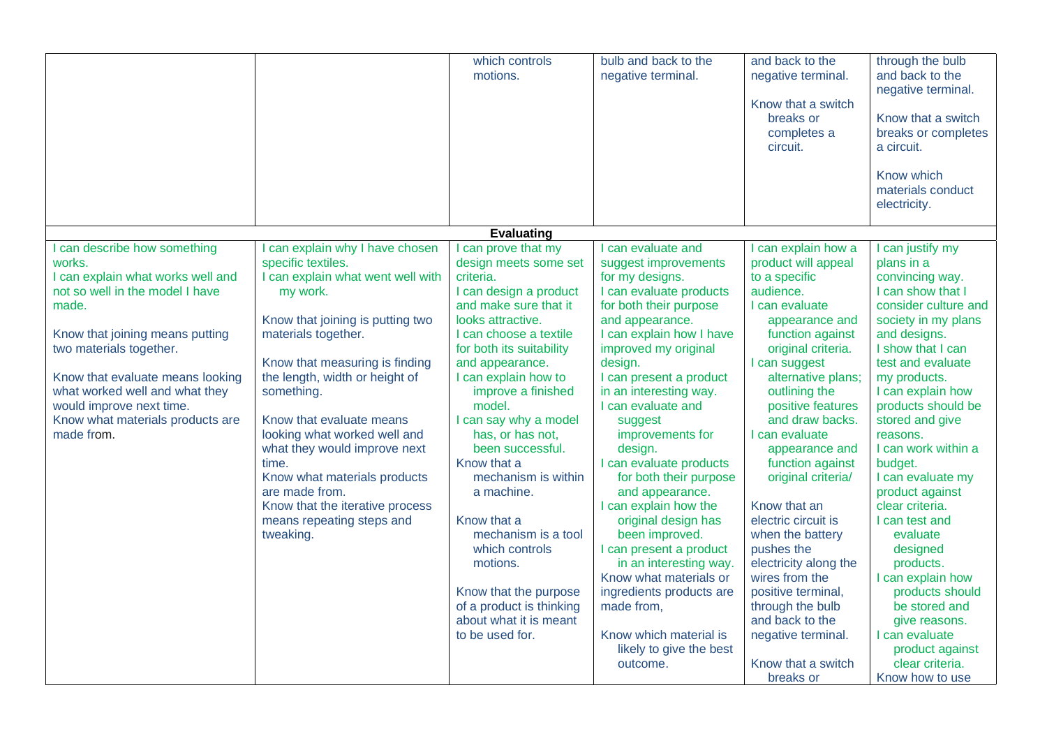| | | | | | |
|---|---|---|---|---|---|
| | | which controls motions. | bulb and back to the negative terminal. | and back to the negative terminal.<br><br>Know that a switch breaks or completes a circuit. | through the bulb and back to the negative terminal.<br><br>Know that a switch breaks or completes a circuit.<br><br>Know which materials conduct electricity. |
| **Evaluating** | | | | | |
| I can describe how something works.<br>I can explain what works well and not so well in the model I have made.<br><br>Know that joining means putting two materials together.<br><br>Know that evaluate means looking what worked well and what they would improve next time.<br>Know what materials products are made from. | I can explain why I have chosen specific textiles.<br>I can explain what went well with my work.<br><br>Know that joining is putting two materials together.<br><br>Know that measuring is finding the length, width or height of something.<br><br>Know that evaluate means looking what worked well and what they would improve next time.<br>Know what materials products are made from.<br>Know that the iterative process means repeating steps and tweaking. | I can prove that my design meets some set criteria.<br>I can design a product and make sure that it looks attractive.<br>I can choose a textile for both its suitability and appearance.<br>I can explain how to improve a finished model.<br>I can say why a model has, or has not, been successful.<br>Know that a mechanism is within a machine.<br><br>Know that a mechanism is a tool which controls motions.<br><br>Know that the purpose of a product is thinking about what it is meant to be used for. | I can evaluate and suggest improvements for my designs.<br>I can evaluate products for both their purpose and appearance.<br>I can explain how I have improved my original design.<br>I can present a product in an interesting way.<br>I can evaluate and suggest improvements for design.<br>I can evaluate products for both their purpose and appearance.<br>I can explain how the original design has been improved.<br>I can present a product in an interesting way.<br>Know what materials or ingredients products are made from,<br><br>Know which material is likely to give the best outcome. | I can explain how a product will appeal to a specific audience.<br>I can evaluate appearance and function against original criteria.<br>I can suggest alternative plans; outlining the positive features and draw backs.<br>I can evaluate appearance and function against original criteria/<br><br>Know that an electric circuit is when the battery pushes the electricity along the wires from the positive terminal, through the bulb and back to the negative terminal.<br><br>Know that a switch breaks or | I can justify my plans in a convincing way.<br>I can show that I consider culture and society in my plans and designs.<br>I show that I can test and evaluate my products.<br>I can explain how products should be stored and give reasons.<br>I can work within a budget.<br>I can evaluate my product against clear criteria.<br>I can test and evaluate designed products.<br>I can explain how products should be stored and give reasons.<br>I can evaluate product against clear criteria.<br>Know how to use |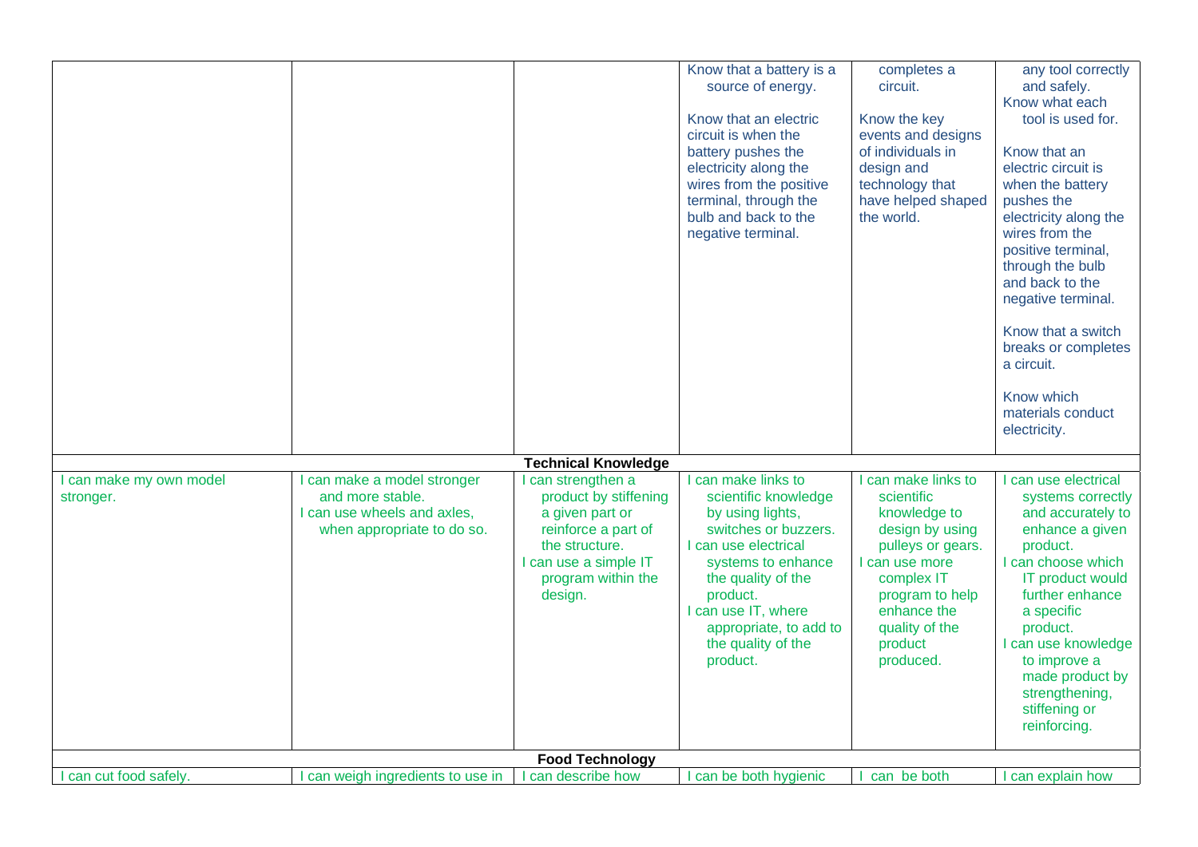| | | | | | |
|---|---|---|---|---|---|
| | | | Know that a battery is a source of energy.<br><br>Know that an electric circuit is when the battery pushes the electricity along the wires from the positive terminal, through the bulb and back to the negative terminal. | completes a circuit.<br><br>Know the key events and designs of individuals in design and technology that have helped shaped the world. | any tool correctly and safely.<br>Know what each tool is used for.<br><br>Know that an electric circuit is when the battery pushes the electricity along the wires from the positive terminal, through the bulb and back to the negative terminal.<br><br>Know that a switch breaks or completes a circuit.<br><br>Know which materials conduct electricity. |
| **Technical Knowledge** | | | | | |
| I can make my own model stronger. | I can make a model stronger and more stable.<br>I can use wheels and axles, when appropriate to do so. | I can strengthen a product by stiffening a given part or reinforce a part of the structure.<br>I can use a simple IT program within the design. | I can make links to scientific knowledge by using lights, switches or buzzers.<br>I can use electrical systems to enhance the quality of the product.<br>I can use IT, where appropriate, to add to the quality of the product. | I can make links to scientific knowledge to design by using pulleys or gears.<br>I can use more complex IT program to help enhance the quality of the product produced. | I can use electrical systems correctly and accurately to enhance a given product.<br>I can choose which IT product would further enhance a specific product.<br>I can use knowledge to improve a made product by strengthening, stiffening or reinforcing. |
| **Food Technology** | | | | | |
| I can cut food safely. | I can weigh ingredients to use in | I can describe how | I can be both hygienic | I can be both | I can explain how |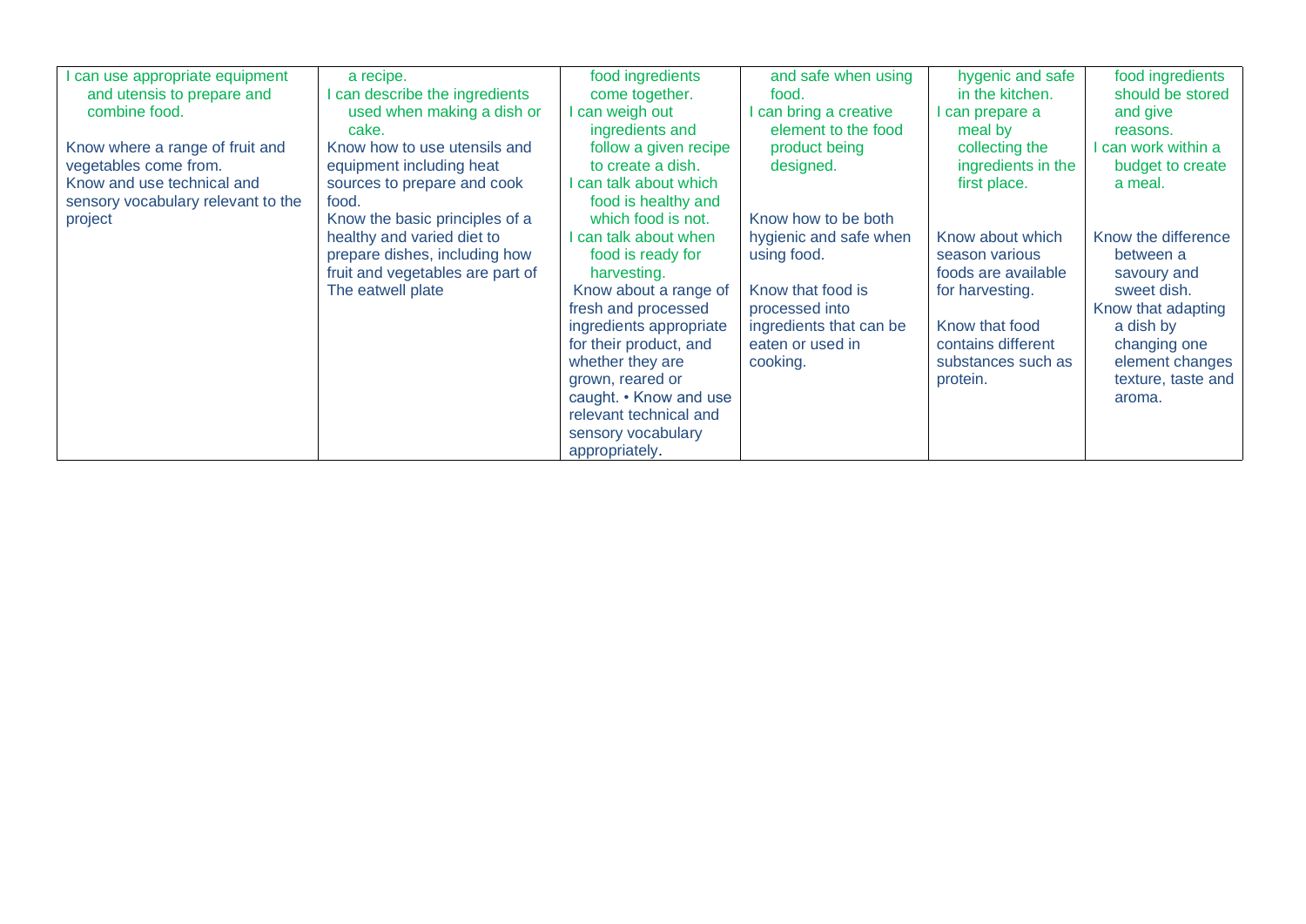| | | | | | |
|---|---|---|---|---|---|
| I can use appropriate equipment and utensis to prepare and combine food.<br><br>Know where a range of fruit and vegetables come from.<br>Know and use technical and sensory vocabulary relevant to the project | a recipe.<br>I can describe the ingredients used when making a dish or cake.<br>Know how to use utensils and equipment including heat sources to prepare and cook food.<br>Know the basic principles of a healthy and varied diet to prepare dishes, including how fruit and vegetables are part of The eatwell plate | food ingredients come together.<br>I can weigh out ingredients and follow a given recipe to create a dish.<br>I can talk about which food is healthy and which food is not.<br>I can talk about when food is ready for harvesting.<br>Know about a range of fresh and processed ingredients appropriate for their product, and whether they are grown, reared or caught. • Know and use relevant technical and sensory vocabulary appropriately. | and safe when using food.<br>I can bring a creative element to the food product being designed.<br><br>Know how to be both hygienic and safe when using food.<br><br>Know that food is processed into ingredients that can be eaten or used in cooking. | hygenic and safe in the kitchen.<br>I can prepare a meal by collecting the ingredients in the first place.<br><br>Know about which season various foods are available for harvesting.<br><br>Know that food contains different substances such as protein. | food ingredients should be stored and give reasons.<br>I can work within a budget to create a meal.<br><br>Know the difference between a savoury and sweet dish.<br>Know that adapting a dish by changing one element changes texture, taste and aroma. |